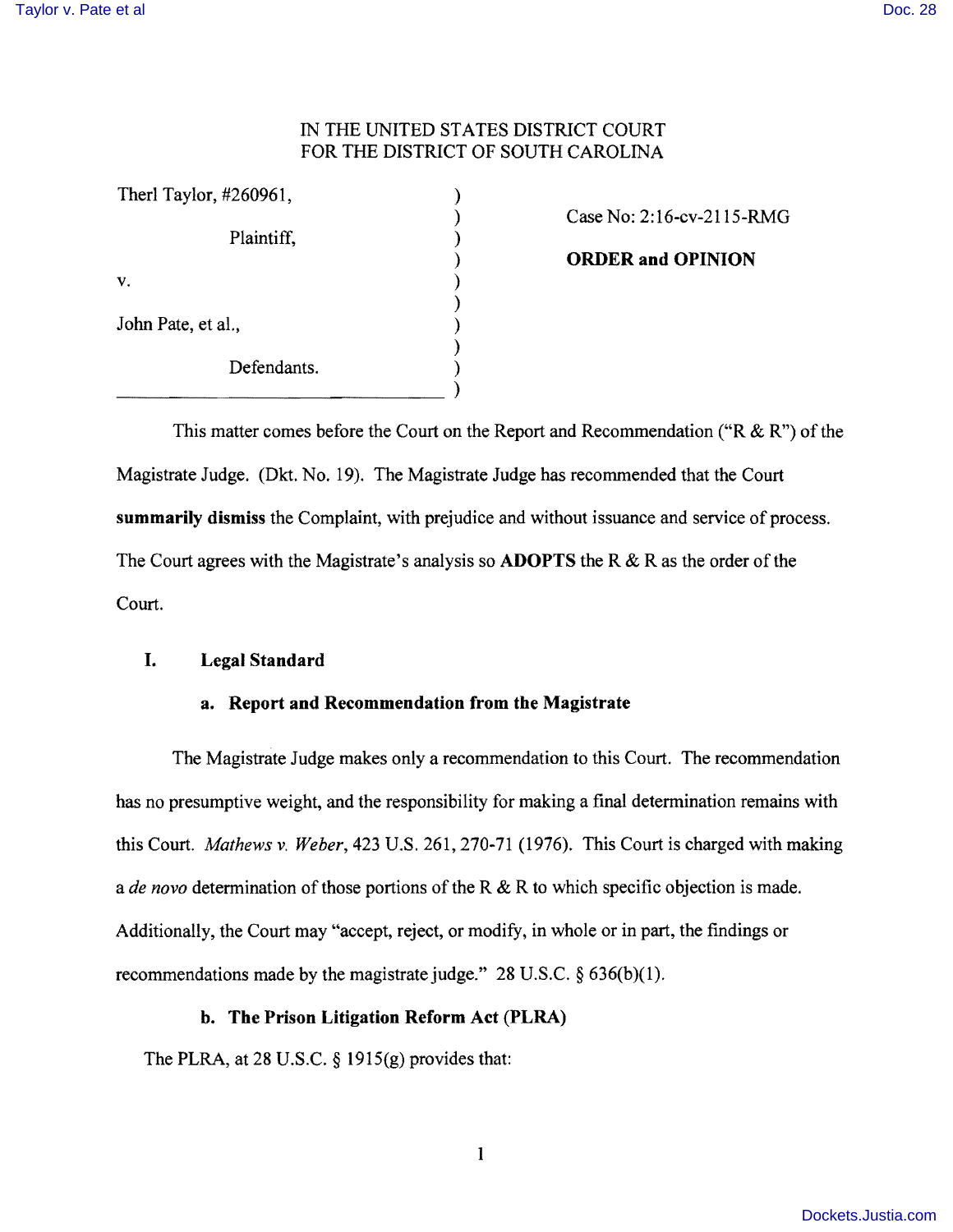IN THE UNITED STATES DISTRICT COURT
FOR THE DISTRICT OF SOUTH CAROLINA

| | | |
|---|---|---|
| Therl Taylor, #260961, | ) | |
| | ) | Case No: 2:16-cv-2115-RMG |
| Plaintiff, | ) | |
| | ) | **ORDER and OPINION** |
| v. | ) | |
| | ) | |
| John Pate, et al., | ) | |
| | ) | |
| Defendants. | ) | |
| | ) | |

This matter comes before the Court on the Report and Recommendation ("R & R") of the Magistrate Judge. (Dkt. No. 19). The Magistrate Judge has recommended that the Court **summarily dismiss** the Complaint, with prejudice and without issuance and service of process. The Court agrees with the Magistrate's analysis so **ADOPTS** the R & R as the order of the Court.

## I. Legal Standard

### a. Report and Recommendation from the Magistrate

The Magistrate Judge makes only a recommendation to this Court. The recommendation has no presumptive weight, and the responsibility for making a final determination remains with this Court. *Mathews v. Weber*, 423 U.S. 261, 270-71 (1976). This Court is charged with making a *de novo* determination of those portions of the R & R to which specific objection is made. Additionally, the Court may "accept, reject, or modify, in whole or in part, the findings or recommendations made by the magistrate judge." 28 U.S.C. § 636(b)(1).

### b. The Prison Litigation Reform Act (PLRA)

The PLRA, at 28 U.S.C. § 1915(g) provides that: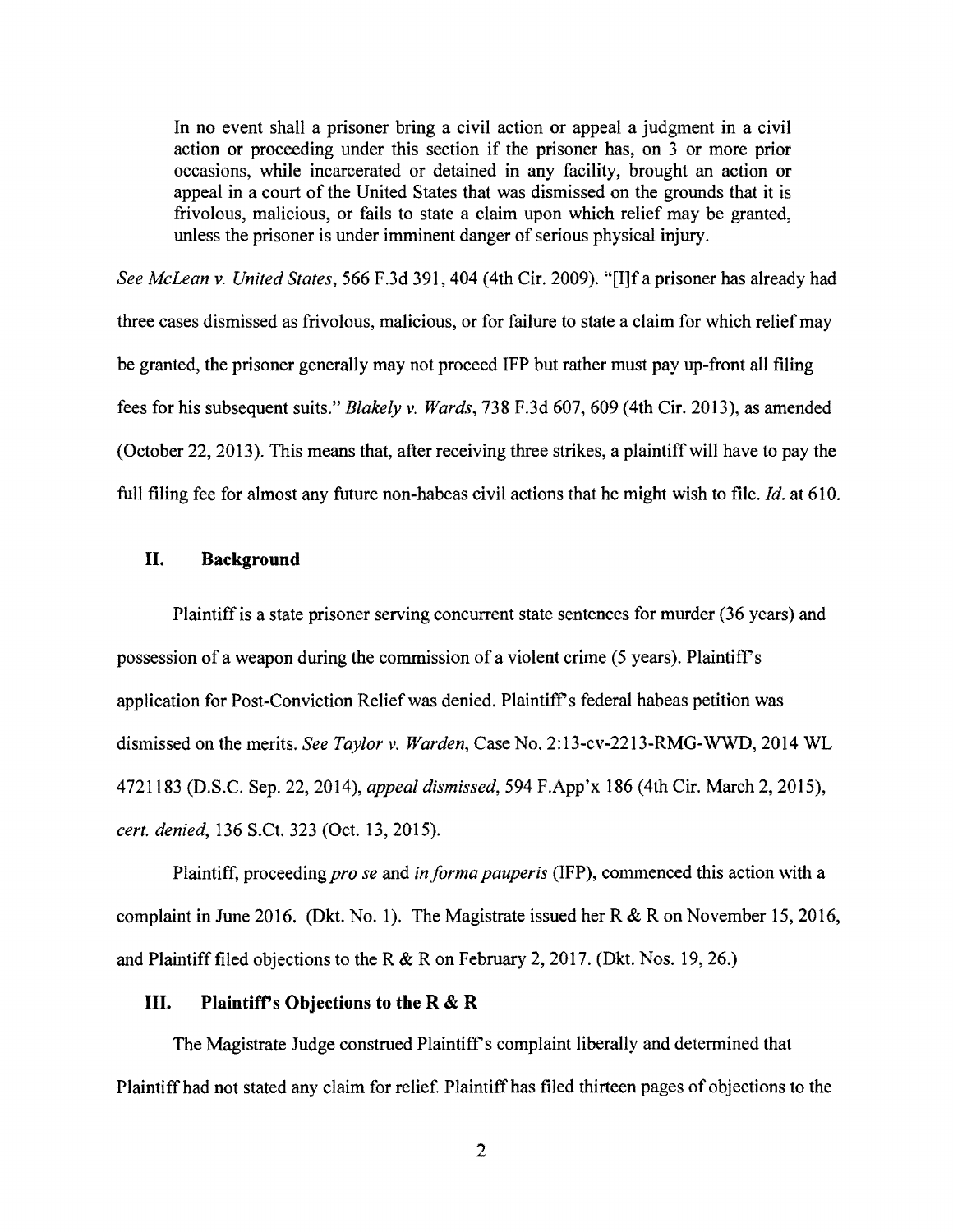> In no event shall a prisoner bring a civil action or appeal a judgment in a civil action or proceeding under this section if the prisoner has, on 3 or more prior occasions, while incarcerated or detained in any facility, brought an action or appeal in a court of the United States that was dismissed on the grounds that it is frivolous, malicious, or fails to state a claim upon which relief may be granted, unless the prisoner is under imminent danger of serious physical injury.

*See McLean v. United States*, 566 F.3d 391, 404 (4th Cir. 2009). "[I]f a prisoner has already had three cases dismissed as frivolous, malicious, or for failure to state a claim for which relief may be granted, the prisoner generally may not proceed IFP but rather must pay up-front all filing fees for his subsequent suits." *Blakely v. Wards*, 738 F.3d 607, 609 (4th Cir. 2013), as amended (October 22, 2013). This means that, after receiving three strikes, a plaintiff will have to pay the full filing fee for almost any future non-habeas civil actions that he might wish to file. *Id.* at 610.

## II. Background

Plaintiff is a state prisoner serving concurrent state sentences for murder (36 years) and possession of a weapon during the commission of a violent crime (5 years). Plaintiff's application for Post-Conviction Relief was denied. Plaintiff's federal habeas petition was dismissed on the merits. *See Taylor v. Warden*, Case No. 2:13-cv-2213-RMG-WWD, 2014 WL 4721183 (D.S.C. Sep. 22, 2014), *appeal dismissed*, 594 F.App'x 186 (4th Cir. March 2, 2015), *cert. denied*, 136 S.Ct. 323 (Oct. 13, 2015).

Plaintiff, proceeding *pro se* and *in forma pauperis* (IFP), commenced this action with a complaint in June 2016. (Dkt. No. 1). The Magistrate issued her R & R on November 15, 2016, and Plaintiff filed objections to the R & R on February 2, 2017. (Dkt. Nos. 19, 26.)

## III. Plaintiff's Objections to the R & R

The Magistrate Judge construed Plaintiff's complaint liberally and determined that Plaintiff had not stated any claim for relief. Plaintiff has filed thirteen pages of objections to the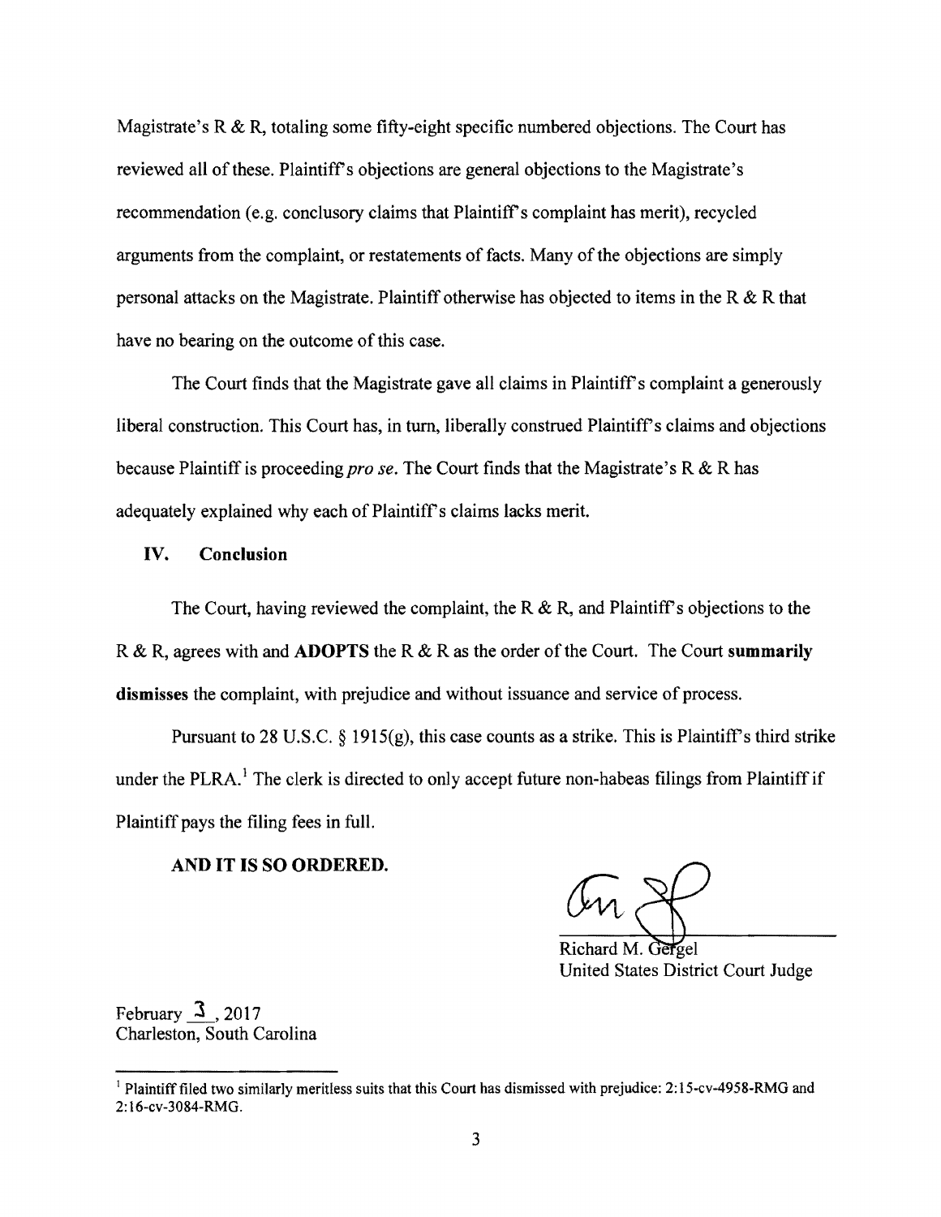Magistrate's R & R, totaling some fifty-eight specific numbered objections. The Court has reviewed all of these. Plaintiff's objections are general objections to the Magistrate's recommendation (e.g. conclusory claims that Plaintiff's complaint has merit), recycled arguments from the complaint, or restatements of facts. Many of the objections are simply personal attacks on the Magistrate. Plaintiff otherwise has objected to items in the R & R that have no bearing on the outcome of this case.

The Court finds that the Magistrate gave all claims in Plaintiff's complaint a generously liberal construction. This Court has, in turn, liberally construed Plaintiff's claims and objections because Plaintiff is proceeding *pro se*. The Court finds that the Magistrate's R & R has adequately explained why each of Plaintiff's claims lacks merit.

## IV. Conclusion

The Court, having reviewed the complaint, the R & R, and Plaintiff's objections to the R & R, agrees with and **ADOPTS** the R & R as the order of the Court. The Court **summarily dismisses** the complaint, with prejudice and without issuance and service of process.

Pursuant to 28 U.S.C. § 1915(g), this case counts as a strike. This is Plaintiff's third strike under the PLRA.[1] The clerk is directed to only accept future non-habeas filings from Plaintiff if Plaintiff pays the filing fees in full.

**AND IT IS SO ORDERED.**

Richard M. Gergel
United States District Court Judge

February 3, 2017
Charleston, South Carolina

---

[1] Plaintiff filed two similarly meritless suits that this Court has dismissed with prejudice: 2:15-cv-4958-RMG and 2:16-cv-3084-RMG.